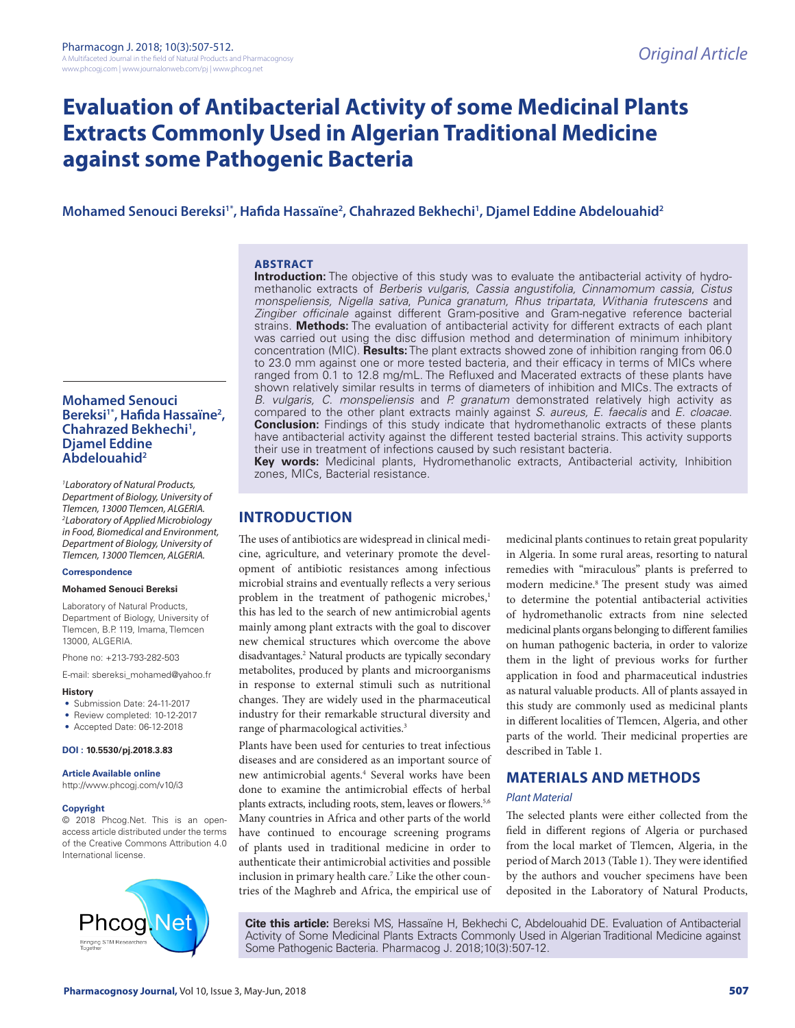# Evaluation of Antibacterial Activity of some Medicinal Plants Extracts Commonly Used in Algerian Traditional Medicine against some Pathogenic Bacteria

**Mohamed Senouci Bereksi[1*], Hafida Hassaïne[2], Chahrazed Bekhechi[1], Djamel Eddine Abdelouahid[2]**

## ABSTRACT

**Introduction:** The objective of this study was to evaluate the antibacterial activity of hydro-methanolic extracts of *Berberis vulgaris*, *Cassia angustifolia, Cinnamomum cassia*, *Cistus monspeliensis, Nigella sativa*, *Punica granatum*, *Rhus tripartata*, *Withania frutescens* and *Zingiber officinale* against different Gram-positive and Gram-negative reference bacterial strains. **Methods:** The evaluation of antibacterial activity for different extracts of each plant was carried out using the disc diffusion method and determination of minimum inhibitory concentration (MIC). **Results:** The plant extracts showed zone of inhibition ranging from 06.0 to 23.0 mm against one or more tested bacteria, and their efficacy in terms of MICs where ranged from 0.1 to 12.8 mg/mL. The Refluxed and Macerated extracts of these plants have shown relatively similar results in terms of diameters of inhibition and MICs. The extracts of *B. vulgaris, C. monspeliensis* and *P. granatum* demonstrated relatively high activity as compared to the other plant extracts mainly against *S. aureus, E. faecalis* and *E. cloacae*. **Conclusion:** Findings of this study indicate that hydromethanolic extracts of these plants have antibacterial activity against the different tested bacterial strains. This activity supports their use in treatment of infections caused by such resistant bacteria.

**Key words:** Medicinal plants, Hydromethanolic extracts, Antibacterial activity, Inhibition zones, MICs, Bacterial resistance.

**Mohamed Senouci Bereksi[1*], Hafida Hassaïne[2], Chahrazed Bekhechi[1], Djamel Eddine Abdelouahid[2]**

*[1]Laboratory of Natural Products, Department of Biology, University of Tlemcen, 13000 Tlemcen, ALGERIA.*
*[2]Laboratory of Applied Microbiology in Food, Biomedical and Environment, Department of Biology, University of Tlemcen, 13000 Tlemcen, ALGERIA.*

**Correspondence**

**Mohamed Senouci Bereksi**

Laboratory of Natural Products, Department of Biology, University of Tlemcen, B.P. 119, Imama, Tlemcen 13000, ALGERIA.

Phone no: +213-793-282-503

E-mail: sbereksi_mohamed@yahoo.fr

**History**

- Submission Date: 24-11-2017
- Review completed: 10-12-2017
- Accepted Date: 06-12-2018

**DOI : 10.5530/pj.2018.3.83**

**Article Available online**

http://www.phcogj.com/v10/i3

**Copyright**

© 2018 Phcog.Net. This is an open-access article distributed under the terms of the Creative Commons Attribution 4.0 International license.

**Cite this article:** Bereksi MS, Hassaïne H, Bekhechi C, Abdelouahid DE. Evaluation of Antibacterial Activity of Some Medicinal Plants Extracts Commonly Used in Algerian Traditional Medicine against Some Pathogenic Bacteria. Pharmacog J. 2018;10(3):507-12.

## INTRODUCTION

The uses of antibiotics are widespread in clinical medicine, agriculture, and veterinary promote the development of antibiotic resistances among infectious microbial strains and eventually reflects a very serious problem in the treatment of pathogenic microbes,[1] this has led to the search of new antimicrobial agents mainly among plant extracts with the goal to discover new chemical structures which overcome the above disadvantages.[2] Natural products are typically secondary metabolites, produced by plants and microorganisms in response to external stimuli such as nutritional changes. They are widely used in the pharmaceutical industry for their remarkable structural diversity and range of pharmacological activities.[3]

Plants have been used for centuries to treat infectious diseases and are considered as an important source of new antimicrobial agents.[4] Several works have been done to examine the antimicrobial effects of herbal plants extracts, including roots, stem, leaves or flowers.[5,6] Many countries in Africa and other parts of the world have continued to encourage screening programs of plants used in traditional medicine in order to authenticate their antimicrobial activities and possible inclusion in primary health care.[7] Like the other countries of the Maghreb and Africa, the empirical use of medicinal plants continues to retain great popularity in Algeria. In some rural areas, resorting to natural remedies with "miraculous" plants is preferred to modern medicine.[8] The present study was aimed to determine the potential antibacterial activities of hydromethanolic extracts from nine selected medicinal plants organs belonging to different families on human pathogenic bacteria, in order to valorize them in the light of previous works for further application in food and pharmaceutical industries as natural valuable products. All of plants assayed in this study are commonly used as medicinal plants in different localities of Tlemcen, Algeria, and other parts of the world. Their medicinal properties are described in Table 1.

## MATERIALS AND METHODS

### *Plant Material*

The selected plants were either collected from the field in different regions of Algeria or purchased from the local market of Tlemcen, Algeria, in the period of March 2013 (Table 1). They were identified by the authors and voucher specimens have been deposited in the Laboratory of Natural Products,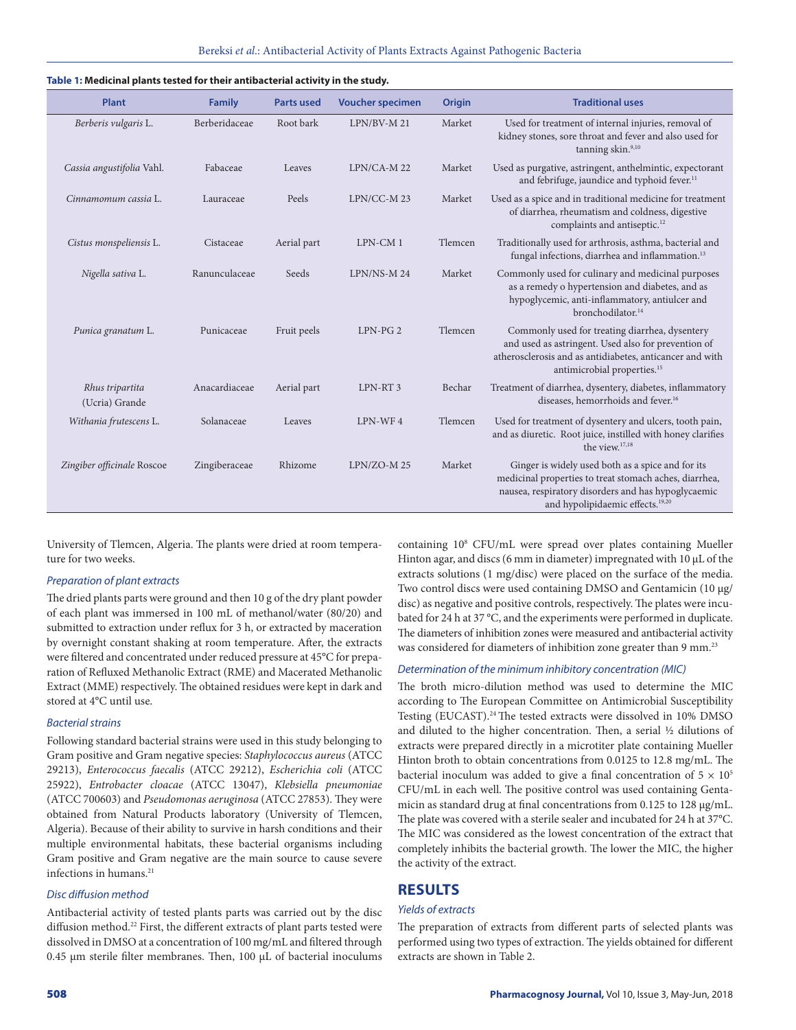**Table 1: Medicinal plants tested for their antibacterial activity in the study.**

| Plant | Family | Parts used | Voucher specimen | Origin | Traditional uses |
|---|---|---|---|---|---|
| *Berberis vulgaris* L. | Berberidaceae | Root bark | LPN/BV-M 21 | Market | Used for treatment of internal injuries, removal of kidney stones, sore throat and fever and also used for tanning skin.[9,10] |
| *Cassia angustifolia* Vahl. | Fabaceae | Leaves | LPN/CA-M 22 | Market | Used as purgative, astringent, anthelmintic, expectorant and febrifuge, jaundice and typhoid fever.[11] |
| *Cinnamomum cassia* L. | Lauraceae | Peels | LPN/CC-M 23 | Market | Used as a spice and in traditional medicine for treatment of diarrhea, rheumatism and coldness, digestive complaints and antiseptic.[12] |
| *Cistus monspeliensis* L. | Cistaceae | Aerial part | LPN-CM 1 | Tlemcen | Traditionally used for arthrosis, asthma, bacterial and fungal infections, diarrhea and inflammation.[13] |
| *Nigella sativa* L. | Ranunculaceae | Seeds | LPN/NS-M 24 | Market | Commonly used for culinary and medicinal purposes as a remedy o hypertension and diabetes, and as hypoglycemic, anti-inflammatory, antiulcer and bronchodilator.[14] |
| *Punica granatum* L. | Punicaceae | Fruit peels | LPN-PG 2 | Tlemcen | Commonly used for treating diarrhea, dysentery and used as astringent. Used also for prevention of atherosclerosis and as antidiabetes, anticancer and with antimicrobial properties.[15] |
| *Rhus tripartita* (Ucria) Grande | Anacardiaceae | Aerial part | LPN-RT 3 | Bechar | Treatment of diarrhea, dysentery, diabetes, inflammatory diseases, hemorrhoids and fever.[16] |
| *Withania frutescens* L. | Solanaceae | Leaves | LPN-WF 4 | Tlemcen | Used for treatment of dysentery and ulcers, tooth pain, and as diuretic. Root juice, instilled with honey clarifies the view.[17,18] |
| *Zingiber officinale* Roscoe | Zingiberaceae | Rhizome | LPN/ZO-M 25 | Market | Ginger is widely used both as a spice and for its medicinal properties to treat stomach aches, diarrhea, nausea, respiratory disorders and has hypoglycaemic and hypolipidaemic effects.[19,20] |

University of Tlemcen, Algeria. The plants were dried at room temperature for two weeks.

### *Preparation of plant extracts*

The dried plants parts were ground and then 10 g of the dry plant powder of each plant was immersed in 100 mL of methanol/water (80/20) and submitted to extraction under reflux for 3 h, or extracted by maceration by overnight constant shaking at room temperature. After, the extracts were filtered and concentrated under reduced pressure at 45°C for preparation of Refluxed Methanolic Extract (RME) and Macerated Methanolic Extract (MME) respectively. The obtained residues were kept in dark and stored at 4°C until use.

### *Bacterial strains*

Following standard bacterial strains were used in this study belonging to Gram positive and Gram negative species: *Staphylococcus aureus* (ATCC 29213), *Enterococcus faecalis* (ATCC 29212), *Escherichia coli* (ATCC 25922), *Entrobacter cloacae* (ATCC 13047), *Klebsiella pneumoniae* (ATCC 700603) and *Pseudomonas aeruginosa* (ATCC 27853). They were obtained from Natural Products laboratory (University of Tlemcen, Algeria). Because of their ability to survive in harsh conditions and their multiple environmental habitats, these bacterial organisms including Gram positive and Gram negative are the main source to cause severe infections in humans.[21]

### *Disc diffusion method*

Antibacterial activity of tested plants parts was carried out by the disc diffusion method.[22] First, the different extracts of plant parts tested were dissolved in DMSO at a concentration of 100 mg/mL and filtered through 0.45 µm sterile filter membranes. Then, 100 µL of bacterial inoculums containing $10^8$ CFU/mL were spread over plates containing Mueller Hinton agar, and discs (6 mm in diameter) impregnated with 10 µL of the extracts solutions (1 mg/disc) were placed on the surface of the media. Two control discs were used containing DMSO and Gentamicin (10 µg/disc) as negative and positive controls, respectively. The plates were incubated for 24 h at 37 °C, and the experiments were performed in duplicate. The diameters of inhibition zones were measured and antibacterial activity was considered for diameters of inhibition zone greater than 9 mm.[23]

### *Determination of the minimum inhibitory concentration (MIC)*

The broth micro-dilution method was used to determine the MIC according to The European Committee on Antimicrobial Susceptibility Testing (EUCAST).[24] The tested extracts were dissolved in 10% DMSO and diluted to the higher concentration. Then, a serial ½ dilutions of extracts were prepared directly in a microtiter plate containing Mueller Hinton broth to obtain concentrations from 0.0125 to 12.8 mg/mL. The bacterial inoculum was added to give a final concentration of $5 \times 10^5$ CFU/mL in each well. The positive control was used containing Gentamicin as standard drug at final concentrations from 0.125 to 128 µg/mL. The plate was covered with a sterile sealer and incubated for 24 h at 37°C. The MIC was considered as the lowest concentration of the extract that completely inhibits the bacterial growth. The lower the MIC, the higher the activity of the extract.

## RESULTS

### *Yields of extracts*

The preparation of extracts from different parts of selected plants was performed using two types of extraction. The yields obtained for different extracts are shown in Table 2.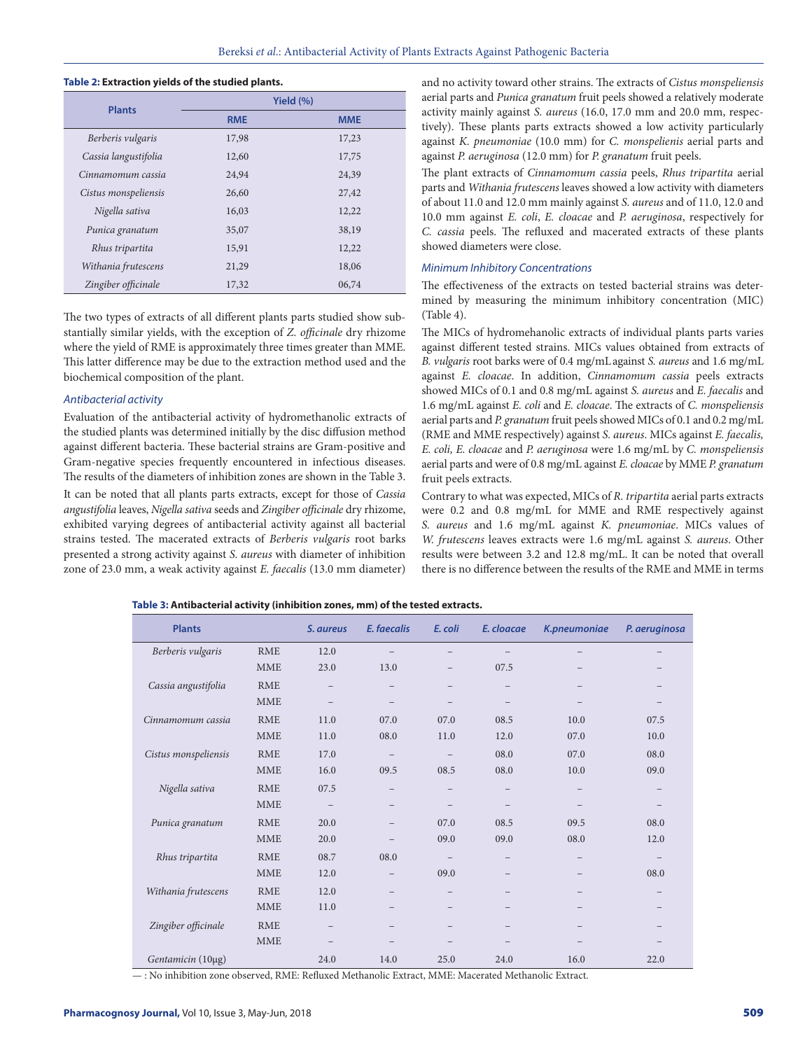**Table 2: Extraction yields of the studied plants.**

| Plants | Yield (%) | |
|---|---|---|
| | RME | MME |
| *Berberis vulgaris* | 17,98 | 17,23 |
| *Cassia langustifolia* | 12,60 | 17,75 |
| *Cinnamomum cassia* | 24,94 | 24,39 |
| *Cistus monspeliensis* | 26,60 | 27,42 |
| *Nigella sativa* | 16,03 | 12,22 |
| *Punica granatum* | 35,07 | 38,19 |
| *Rhus tripartita* | 15,91 | 12,22 |
| *Withania frutescens* | 21,29 | 18,06 |
| *Zingiber officinale* | 17,32 | 06,74 |

The two types of extracts of all different plants parts studied show substantially similar yields, with the exception of *Z. officinale* dry rhizome where the yield of RME is approximately three times greater than MME. This latter difference may be due to the extraction method used and the biochemical composition of the plant.

### Antibacterial activity

Evaluation of the antibacterial activity of hydromethanolic extracts of the studied plants was determined initially by the disc diffusion method against different bacteria. These bacterial strains are Gram-positive and Gram-negative species frequently encountered in infectious diseases. The results of the diameters of inhibition zones are shown in the Table 3.

It can be noted that all plants parts extracts, except for those of *Cassia angustifolia* leaves, *Nigella sativa* seeds and *Zingiber officinale* dry rhizome, exhibited varying degrees of antibacterial activity against all bacterial strains tested. The macerated extracts of *Berberis vulgaris* root barks presented a strong activity against *S. aureus* with diameter of inhibition zone of 23.0 mm, a weak activity against *E. faecalis* (13.0 mm diameter) and no activity toward other strains. The extracts of *Cistus monspeliensis* aerial parts and *Punica granatum* fruit peels showed a relatively moderate activity mainly against *S. aureus* (16.0, 17.0 mm and 20.0 mm, respectively). These plants parts extracts showed a low activity particularly against *K. pneumoniae* (10.0 mm) for *C. monspelienis* aerial parts and against *P. aeruginosa* (12.0 mm) for *P. granatum* fruit peels.

The plant extracts of *Cinnamomum cassia* peels, *Rhus tripartita* aerial parts and *Withania frutescens* leaves showed a low activity with diameters of about 11.0 and 12.0 mm mainly against *S. aureus* and of 11.0, 12.0 and 10.0 mm against *E. coli*, *E. cloacae* and *P. aeruginosa*, respectively for *C. cassia* peels. The refluxed and macerated extracts of these plants showed diameters were close.

### Minimum Inhibitory Concentrations

The effectiveness of the extracts on tested bacterial strains was determined by measuring the minimum inhibitory concentration (MIC) (Table 4).

The MICs of hydromehanolic extracts of individual plants parts varies against different tested strains. MICs values obtained from extracts of *B. vulgaris* root barks were of 0.4 mg/mL against *S. aureus* and 1.6 mg/mL against *E. cloacae*. In addition, *Cinnamomum cassia* peels extracts showed MICs of 0.1 and 0.8 mg/mL against *S. aureus* and *E. faecalis* and 1.6 mg/mL against *E. coli* and *E. cloacae*. The extracts of *C. monspeliensis* aerial parts and *P. granatum* fruit peels showed MICs of 0.1 and 0.2 mg/mL (RME and MME respectively) against *S. aureus*. MICs against *E. faecalis, E. coli, E. cloacae* and *P. aeruginosa* were 1.6 mg/mL by *C. monspeliensis* aerial parts and were of 0.8 mg/mL against *E. cloacae* by MME *P. granatum* fruit peels extracts.

Contrary to what was expected, MICs of *R. tripartita* aerial parts extracts were 0.2 and 0.8 mg/mL for MME and RME respectively against *S. aureus* and 1.6 mg/mL against *K. pneumoniae*. MICs values of *W. frutescens* leaves extracts were 1.6 mg/mL against *S. aureus*. Other results were between 3.2 and 12.8 mg/mL. It can be noted that overall there is no difference between the results of the RME and MME in terms

**Table 3: Antibacterial activity (inhibition zones, mm) of the tested extracts.**

| Plants | | S. aureus | E. faecalis | E. coli | E. cloacae | K.pneumoniae | P. aeruginosa |
|---|---|---|---|---|---|---|---|
| *Berberis vulgaris* | RME | 12.0 | – | – | – | – | – |
| | MME | 23.0 | 13.0 | – | 07.5 | – | – |
| *Cassia angustifolia* | RME | – | – | – | – | – | – |
| | MME | – | – | – | – | – | – |
| *Cinnamomum cassia* | RME | 11.0 | 07.0 | 07.0 | 08.5 | 10.0 | 07.5 |
| | MME | 11.0 | 08.0 | 11.0 | 12.0 | 07.0 | 10.0 |
| *Cistus monspeliensis* | RME | 17.0 | – | – | 08.0 | 07.0 | 08.0 |
| | MME | 16.0 | 09.5 | 08.5 | 08.0 | 10.0 | 09.0 |
| *Nigella sativa* | RME | 07.5 | – | – | – | – | – |
| | MME | – | – | – | – | – | – |
| *Punica granatum* | RME | 20.0 | – | 07.0 | 08.5 | 09.5 | 08.0 |
| | MME | 20.0 | – | 09.0 | 09.0 | 08.0 | 12.0 |
| *Rhus tripartita* | RME | 08.7 | 08.0 | – | – | – | – |
| | MME | 12.0 | – | 09.0 | – | – | 08.0 |
| *Withania frutescens* | RME | 12.0 | – | – | – | – | – |
| | MME | 11.0 | – | – | – | – | – |
| *Zingiber officinale* | RME | – | – | – | – | – | – |
| | MME | – | – | – | – | – | – |
| Gentamicin (10µg) | | 24.0 | 14.0 | 25.0 | 24.0 | 16.0 | 22.0 |

— : No inhibition zone observed, RME: Refluxed Methanolic Extract, MME: Macerated Methanolic Extract.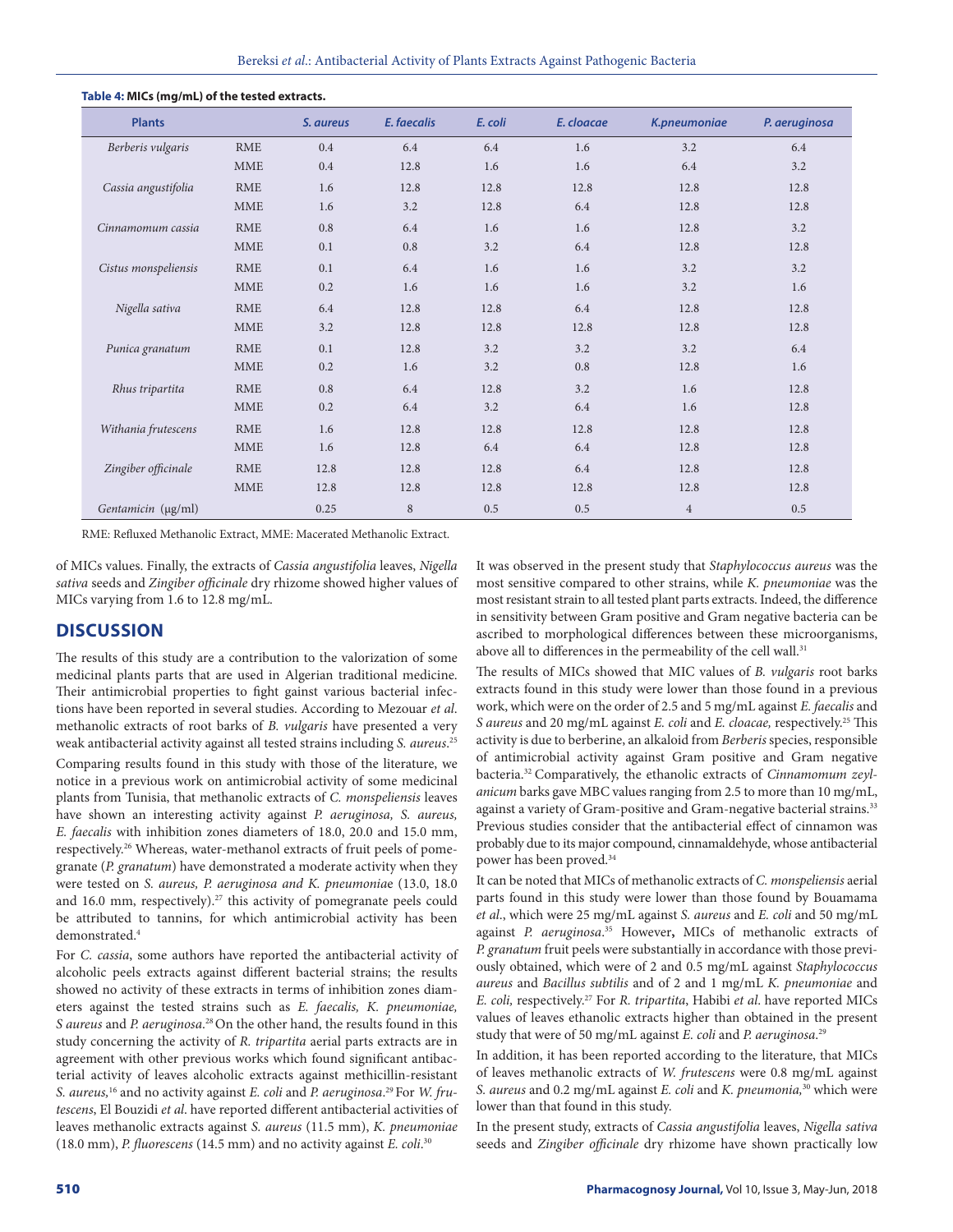**Table 4: MICs (mg/mL) of the tested extracts.**

| Plants | | S. aureus | E. faecalis | E. coli | E. cloacae | K.pneumoniae | P. aeruginosa |
|---|---|---|---|---|---|---|---|
| *Berberis vulgaris* | RME | 0.4 | 6.4 | 6.4 | 1.6 | 3.2 | 6.4 |
| | MME | 0.4 | 12.8 | 1.6 | 1.6 | 6.4 | 3.2 |
| *Cassia angustifolia* | RME | 1.6 | 12.8 | 12.8 | 12.8 | 12.8 | 12.8 |
| | MME | 1.6 | 3.2 | 12.8 | 6.4 | 12.8 | 12.8 |
| *Cinnamomum cassia* | RME | 0.8 | 6.4 | 1.6 | 1.6 | 12.8 | 3.2 |
| | MME | 0.1 | 0.8 | 3.2 | 6.4 | 12.8 | 12.8 |
| *Cistus monspeliensis* | RME | 0.1 | 6.4 | 1.6 | 1.6 | 3.2 | 3.2 |
| | MME | 0.2 | 1.6 | 1.6 | 1.6 | 3.2 | 1.6 |
| *Nigella sativa* | RME | 6.4 | 12.8 | 12.8 | 6.4 | 12.8 | 12.8 |
| | MME | 3.2 | 12.8 | 12.8 | 12.8 | 12.8 | 12.8 |
| *Punica granatum* | RME | 0.1 | 12.8 | 3.2 | 3.2 | 3.2 | 6.4 |
| | MME | 0.2 | 1.6 | 3.2 | 0.8 | 12.8 | 1.6 |
| *Rhus tripartita* | RME | 0.8 | 6.4 | 12.8 | 3.2 | 1.6 | 12.8 |
| | MME | 0.2 | 6.4 | 3.2 | 6.4 | 1.6 | 12.8 |
| *Withania frutescens* | RME | 1.6 | 12.8 | 12.8 | 12.8 | 12.8 | 12.8 |
| | MME | 1.6 | 12.8 | 6.4 | 6.4 | 12.8 | 12.8 |
| *Zingiber officinale* | RME | 12.8 | 12.8 | 12.8 | 6.4 | 12.8 | 12.8 |
| | MME | 12.8 | 12.8 | 12.8 | 12.8 | 12.8 | 12.8 |
| Gentamicin (µg/ml) | | 0.25 | 8 | 0.5 | 0.5 | 4 | 0.5 |

RME: Refluxed Methanolic Extract, MME: Macerated Methanolic Extract.

of MICs values. Finally, the extracts of *Cassia angustifolia* leaves, *Nigella sativa* seeds and *Zingiber officinale* dry rhizome showed higher values of MICs varying from 1.6 to 12.8 mg/mL.

## DISCUSSION

The results of this study are a contribution to the valorization of some medicinal plants parts that are used in Algerian traditional medicine. Their antimicrobial properties to fight gainst various bacterial infections have been reported in several studies. According to Mezouar *et al.* methanolic extracts of root barks of *B. vulgaris* have presented a very weak antibacterial activity against all tested strains including *S. aureus*.[25]

Comparing results found in this study with those of the literature, we notice in a previous work on antimicrobial activity of some medicinal plants from Tunisia, that methanolic extracts of *C. monspeliensis* leaves have shown an interesting activity against *P. aeruginosa, S. aureus, E. faecalis* with inhibition zones diameters of 18.0, 20.0 and 15.0 mm, respectively.[26] Whereas, water-methanol extracts of fruit peels of pomegranate (*P. granatum*) have demonstrated a moderate activity when they were tested on *S. aureus, P. aeruginosa and K. pneumoniae* (13.0, 18.0 and 16.0 mm, respectively).[27] this activity of pomegranate peels could be attributed to tannins, for which antimicrobial activity has been demonstrated.[4]

For *C. cassia*, some authors have reported the antibacterial activity of alcoholic peels extracts against different bacterial strains; the results showed no activity of these extracts in terms of inhibition zones diameters against the tested strains such as *E. faecalis, K. pneumoniae, S aureus* and *P. aeruginosa*.[28] On the other hand, the results found in this study concerning the activity of *R. tripartita* aerial parts extracts are in agreement with other previous works which found significant antibacterial activity of leaves alcoholic extracts against methicillin-resistant *S. aureus*,[16] and no activity against *E. coli* and *P. aeruginosa*.[29] For *W. frutescens*, El Bouzidi *et al*. have reported different antibacterial activities of leaves methanolic extracts against *S. aureus* (11.5 mm), *K. pneumoniae* (18.0 mm), *P. fluorescens* (14.5 mm) and no activity against *E. coli*.[30]

It was observed in the present study that *Staphylococcus aureus* was the most sensitive compared to other strains, while *K. pneumoniae* was the most resistant strain to all tested plant parts extracts. Indeed, the difference in sensitivity between Gram positive and Gram negative bacteria can be ascribed to morphological differences between these microorganisms, above all to differences in the permeability of the cell wall.[31]

The results of MICs showed that MIC values of *B. vulgaris* root barks extracts found in this study were lower than those found in a previous work, which were on the order of 2.5 and 5 mg/mL against *E. faecalis* and *S aureus* and 20 mg/mL against *E. coli* and *E. cloacae,* respectively.[25] This activity is due to berberine, an alkaloid from *Berberis* species, responsible of antimicrobial activity against Gram positive and Gram negative bacteria.[32] Comparatively, the ethanolic extracts of *Cinnamomum zeylanicum* barks gave MBC values ranging from 2.5 to more than 10 mg/mL, against a variety of Gram-positive and Gram-negative bacterial strains.[33] Previous studies consider that the antibacterial effect of cinnamon was probably due to its major compound, cinnamaldehyde, whose antibacterial power has been proved.[34]

It can be noted that MICs of methanolic extracts of *C. monspeliensis* aerial parts found in this study were lower than those found by Bouamama *et al*., which were 25 mg/mL against *S. aureus* and *E. coli* and 50 mg/mL against *P. aeruginosa*.[35] However**,** MICs of methanolic extracts of *P. granatum* fruit peels were substantially in accordance with those previously obtained, which were of 2 and 0.5 mg/mL against *Staphylococcus aureus* and *Bacillus subtilis* and of 2 and 1 mg/mL *K. pneumoniae* and *E. coli,* respectively.[27] For *R. tripartita*, Habibi *et al*. have reported MICs values of leaves ethanolic extracts higher than obtained in the present study that were of 50 mg/mL against *E. coli* and *P. aeruginosa*.[29]

In addition, it has been reported according to the literature, that MICs of leaves methanolic extracts of *W. frutescens* were 0.8 mg/mL against *S. aureus* and 0.2 mg/mL against *E. coli* and *K. pneumonia,*[30] which were lower than that found in this study.

In the present study, extracts of *Cassia angustifolia* leaves, *Nigella sativa* seeds and *Zingiber officinale* dry rhizome have shown practically low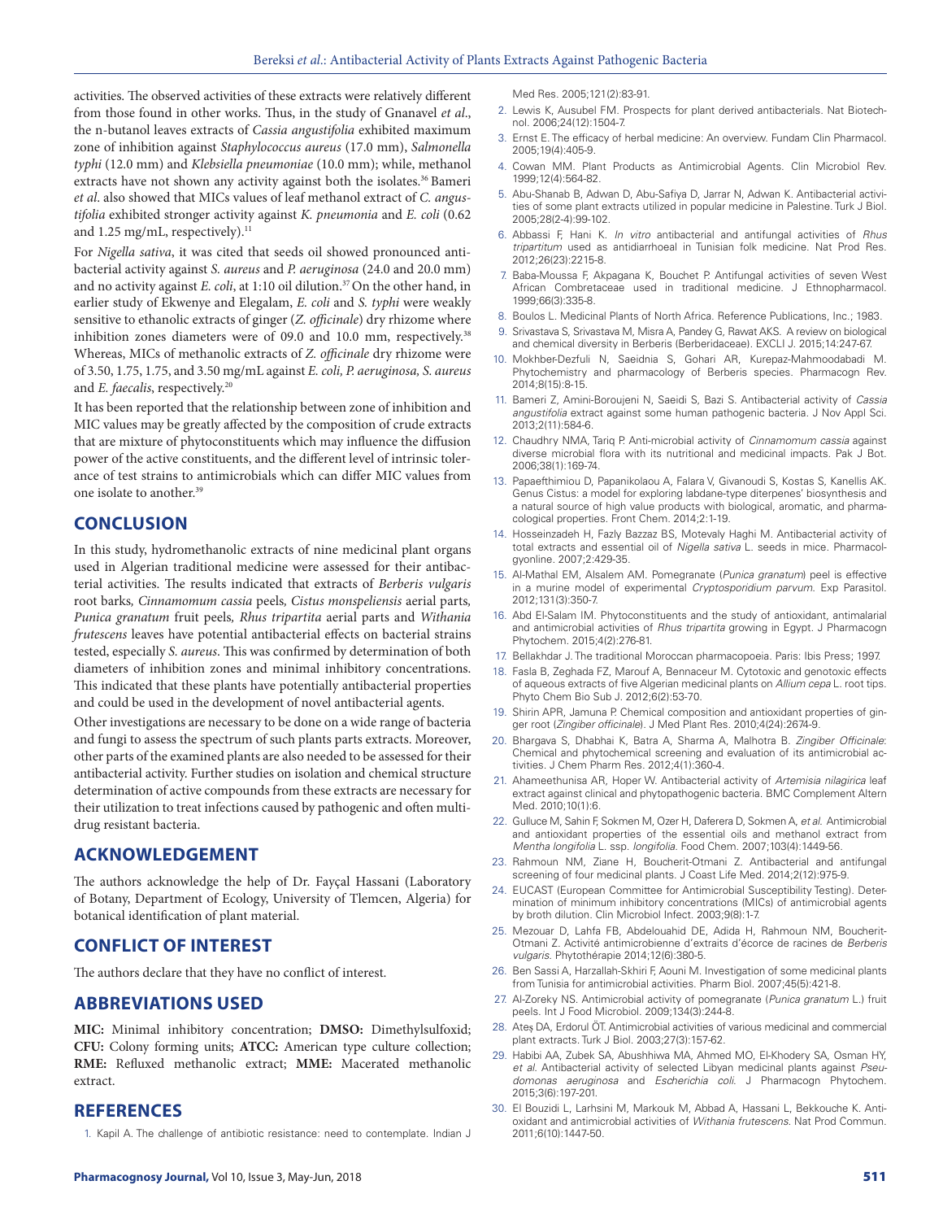activities. The observed activities of these extracts were relatively different from those found in other works. Thus, in the study of Gnanavel *et al*., the n-butanol leaves extracts of *Cassia angustifolia* exhibited maximum zone of inhibition against *Staphylococcus aureus* (17.0 mm), *Salmonella typhi* (12.0 mm) and *Klebsiella pneumoniae* (10.0 mm); while, methanol extracts have not shown any activity against both the isolates.[36] Bameri *et al*. also showed that MICs values of leaf methanol extract of *C. angustifolia* exhibited stronger activity against *K. pneumonia* and *E. coli* (0.62 and 1.25 mg/mL, respectively).[11]

For *Nigella sativa*, it was cited that seeds oil showed pronounced antibacterial activity against *S. aureus* and *P. aeruginosa* (24.0 and 20.0 mm) and no activity against *E. coli*, at 1:10 oil dilution.[37] On the other hand, in earlier study of Ekwenye and Elegalam, *E. coli* and *S. typhi* were weakly sensitive to ethanolic extracts of ginger (*Z. officinale*) dry rhizome where inhibition zones diameters were of 09.0 and 10.0 mm, respectively.[38] Whereas, MICs of methanolic extracts of *Z. officinale* dry rhizome were of 3.50, 1.75, 1.75, and 3.50 mg/mL against *E. coli, P. aeruginosa, S. aureus* and *E. faecalis*, respectively.[20]

It has been reported that the relationship between zone of inhibition and MIC values may be greatly affected by the composition of crude extracts that are mixture of phytoconstituents which may influence the diffusion power of the active constituents, and the different level of intrinsic tolerance of test strains to antimicrobials which can differ MIC values from one isolate to another.[39]

## CONCLUSION

In this study, hydromethanolic extracts of nine medicinal plant organs used in Algerian traditional medicine were assessed for their antibacterial activities. The results indicated that extracts of *Berberis vulgaris* root barks, *Cinnamomum cassia* peels, *Cistus monspeliensis* aerial parts, *Punica granatum* fruit peels, *Rhus tripartita* aerial parts and *Withania frutescens* leaves have potential antibacterial effects on bacterial strains tested, especially *S. aureus*. This was confirmed by determination of both diameters of inhibition zones and minimal inhibitory concentrations. This indicated that these plants have potentially antibacterial properties and could be used in the development of novel antibacterial agents.

Other investigations are necessary to be done on a wide range of bacteria and fungi to assess the spectrum of such plants parts extracts. Moreover, other parts of the examined plants are also needed to be assessed for their antibacterial activity. Further studies on isolation and chemical structure determination of active compounds from these extracts are necessary for their utilization to treat infections caused by pathogenic and often multidrug resistant bacteria.

## ACKNOWLEDGEMENT

The authors acknowledge the help of Dr. Fayçal Hassani (Laboratory of Botany, Department of Ecology, University of Tlemcen, Algeria) for botanical identification of plant material.

## CONFLICT OF INTEREST

The authors declare that they have no conflict of interest.

## ABBREVIATIONS USED

**MIC:** Minimal inhibitory concentration; **DMSO:** Dimethylsulfoxid; **CFU:** Colony forming units; **ATCC:** American type culture collection; **RME:** Refluxed methanolic extract; **MME:** Macerated methanolic extract.

## REFERENCES

1. Kapil A. The challenge of antibiotic resistance: need to contemplate. Indian J Med Res. 2005;121(2):83-91.
2. Lewis K, Ausubel FM. Prospects for plant derived antibacterials. Nat Biotechnol. 2006;24(12):1504-7.
3. Ernst E. The efficacy of herbal medicine: An overview. Fundam Clin Pharmacol. 2005;19(4):405-9.
4. Cowan MM. Plant Products as Antimicrobial Agents. Clin Microbiol Rev. 1999;12(4):564-82.
5. Abu-Shanab B, Adwan D, Abu-Safiya D, Jarrar N, Adwan K. Antibacterial activities of some plant extracts utilized in popular medicine in Palestine. Turk J Biol. 2005;28(2-4):99-102.
6. Abbassi F, Hani K. *In vitro* antibacterial and antifungal activities of *Rhus tripartitum* used as antidiarrhoeal in Tunisian folk medicine. Nat Prod Res. 2012;26(23):2215-8.
7. Baba-Moussa F, Akpagana K, Bouchet P. Antifungal activities of seven West African Combretaceae used in traditional medicine. J Ethnopharmacol. 1999;66(3):335-8.
8. Boulos L. Medicinal Plants of North Africa. Reference Publications, Inc.; 1983.
9. Srivastava S, Srivastava M, Misra A, Pandey G, Rawat AKS. A review on biological and chemical diversity in Berberis (Berberidaceae). EXCLI J. 2015;14:247-67.
10. Mokhber-Dezfuli N, Saeidnia S, Gohari AR, Kurepaz-Mahmoodabadi M. Phytochemistry and pharmacology of Berberis species. Pharmacogn Rev. 2014;8(15):8-15.
11. Bameri Z, Amini-Boroujeni N, Saeidi S, Bazi S. Antibacterial activity of *Cassia angustifolia* extract against some human pathogenic bacteria. J Nov Appl Sci. 2013;2(11):584-6.
12. Chaudhry NMA, Tariq P. Anti-microbial activity of *Cinnamomum cassia* against diverse microbial flora with its nutritional and medicinal impacts. Pak J Bot. 2006;38(1):169-74.
13. Papaefthimiou D, Papanikolaou A, Falara V, Givanoudi S, Kostas S, Kanellis AK. Genus Cistus: a model for exploring labdane-type diterpenes' biosynthesis and a natural source of high value products with biological, aromatic, and pharmacological properties. Front Chem. 2014;2:1-19.
14. Hosseinzadeh H, Fazly Bazzaz BS, Motevaly Haghi M. Antibacterial activity of total extracts and essential oil of *Nigella sativa* L. seeds in mice. Pharmacolgyonline. 2007;2:429-35.
15. Al-Mathal EM, Alsalem AM. Pomegranate (*Punica granatum*) peel is effective in a murine model of experimental *Cryptosporidium parvum*. Exp Parasitol. 2012;131(3):350-7.
16. Abd El-Salam IM. Phytoconstituents and the study of antioxidant, antimalarial and antimicrobial activities of *Rhus tripartita* growing in Egypt. J Pharmacogn Phytochem. 2015;4(2):276-81.
17. Bellakhdar J. The traditional Moroccan pharmacopoeia. Paris: Ibis Press; 1997.
18. Fasla B, Zeghada FZ, Marouf A, Bennaceur M. Cytotoxic and genotoxic effects of aqueous extracts of five Algerian medicinal plants on *Allium cepa* L. root tips. Phyto Chem Bio Sub J. 2012;6(2):53-70.
19. Shirin APR, Jamuna P. Chemical composition and antioxidant properties of ginger root (*Zingiber officinale*). J Med Plant Res. 2010;4(24):2674-9.
20. Bhargava S, Dhabhai K, Batra A, Sharma A, Malhotra B. *Zingiber Officinale*: Chemical and phytochemical screening and evaluation of its antimicrobial activities. J Chem Pharm Res. 2012;4(1):360-4.
21. Ahameethunisa AR, Hoper W. Antibacterial activity of *Artemisia nilagirica* leaf extract against clinical and phytopathogenic bacteria. BMC Complement Altern Med. 2010;10(1):6.
22. Gulluce M, Sahin F, Sokmen M, Ozer H, Daferera D, Sokmen A, *et al.* Antimicrobial and antioxidant properties of the essential oils and methanol extract from *Mentha longifolia* L. ssp. *longifolia*. Food Chem. 2007;103(4):1449-56.
23. Rahmoun NM, Ziane H, Boucherit-Otmani Z. Antibacterial and antifungal screening of four medicinal plants. J Coast Life Med. 2014;2(12):975-9.
24. EUCAST (European Committee for Antimicrobial Susceptibility Testing). Determination of minimum inhibitory concentrations (MICs) of antimicrobial agents by broth dilution. Clin Microbiol Infect. 2003;9(8):1-7.
25. Mezouar D, Lahfa FB, Abdelouahid DE, Adida H, Rahmoun NM, Boucherit-Otmani Z. Activité antimicrobienne d'extraits d'écorce de racines de *Berberis vulgaris*. Phytothérapie 2014;12(6):380-5.
26. Ben Sassi A, Harzallah-Skhiri F, Aouni M. Investigation of some medicinal plants from Tunisia for antimicrobial activities. Pharm Biol. 2007;45(5):421-8.
27. Al-Zoreky NS. Antimicrobial activity of pomegranate (*Punica granatum* L.) fruit peels. Int J Food Microbiol. 2009;134(3):244-8.
28. Ateş DA, Erdorul ÖT. Antimicrobial activities of various medicinal and commercial plant extracts. Turk J Biol. 2003;27(3):157-62.
29. Habibi AA, Zubek SA, Abushhiwa MA, Ahmed MO, El-Khodery SA, Osman HY, *et al.* Antibacterial activity of selected Libyan medicinal plants against *Pseudomonas aeruginosa* and *Escherichia coli*. J Pharmacogn Phytochem. 2015;3(6):197-201.
30. El Bouzidi L, Larhsini M, Markouk M, Abbad A, Hassani L, Bekkouche K. Antioxidant and antimicrobial activities of *Withania frutescens*. Nat Prod Commun. 2011;6(10):1447-50.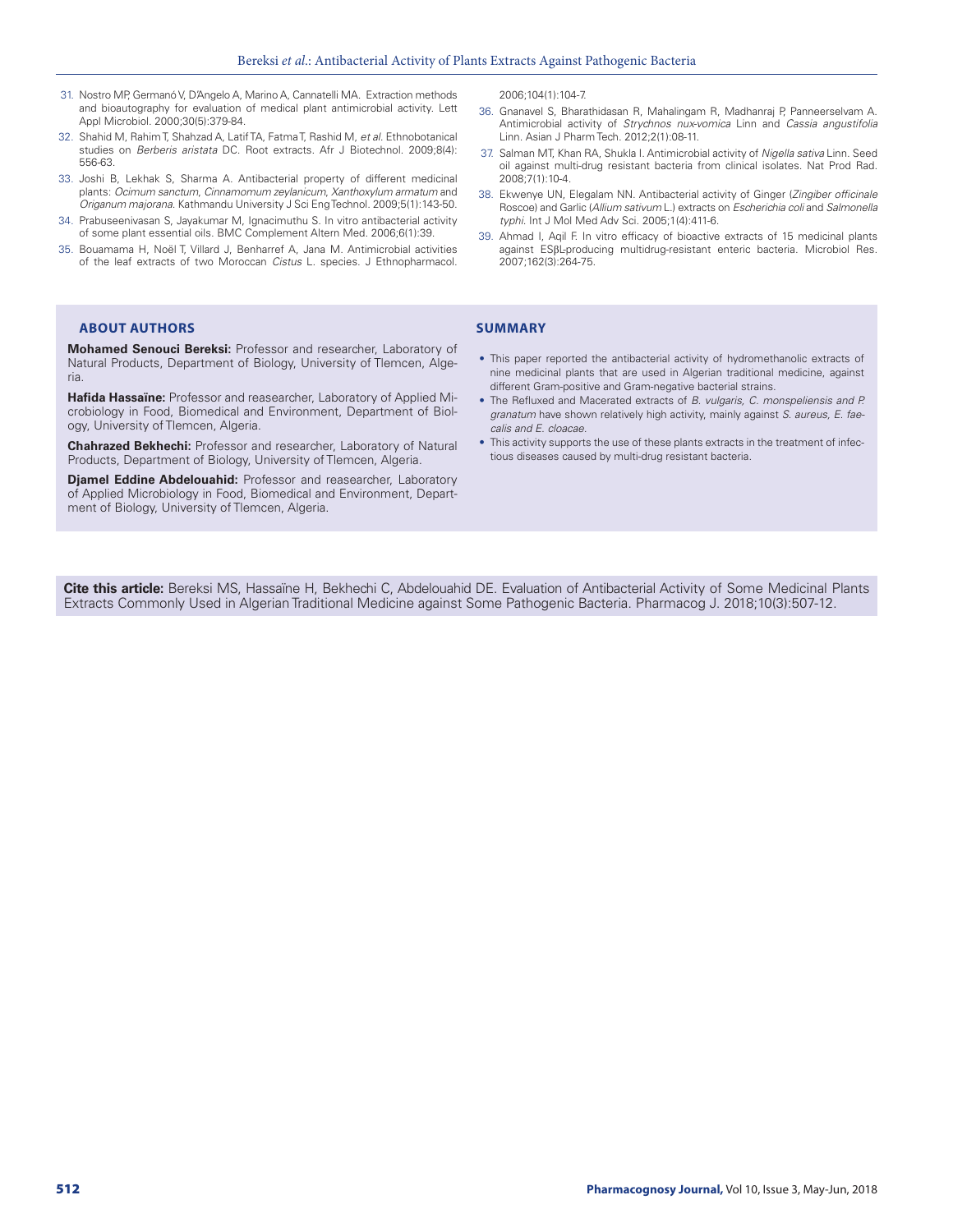31. Nostro MP, Germanó V, D'Angelo A, Marino A, Cannatelli MA. Extraction methods and bioautography for evaluation of medical plant antimicrobial activity. Lett Appl Microbiol. 2000;30(5):379-84.
32. Shahid M, Rahim T, Shahzad A, Latif TA, Fatma T, Rashid M, *et al.* Ethnobotanical studies on *Berberis aristata* DC. Root extracts. Afr J Biotechnol. 2009;8(4):556-63.
33. Joshi B, Lekhak S, Sharma A. Antibacterial property of different medicinal plants: *Ocimum sanctum, Cinnamomum zeylanicum, Xanthoxylum armatum* and *Origanum majorana.* Kathmandu University J Sci Eng Technol. 2009;5(1):143-50.
34. Prabuseenivasan S, Jayakumar M, Ignacimuthu S. In vitro antibacterial activity of some plant essential oils. BMC Complement Altern Med. 2006;6(1):39.
35. Bouamama H, Noël T, Villard J, Benharref A, Jana M. Antimicrobial activities of the leaf extracts of two Moroccan *Cistus* L. species. J Ethnopharmacol. 2006;104(1):104-7.
36. Gnanavel S, Bharathidasan R, Mahalingam R, Madhanraj P, Panneerselvam A. Antimicrobial activity of *Strychnos nux-vomica* Linn and *Cassia angustifolia* Linn. Asian J Pharm Tech. 2012;2(1):08-11.
37. Salman MT, Khan RA, Shukla I. Antimicrobial activity of *Nigella sativa* Linn. Seed oil against multi-drug resistant bacteria from clinical isolates. Nat Prod Rad. 2008;7(1):10-4.
38. Ekwenye UN, Elegalam NN. Antibacterial activity of Ginger (*Zingiber officinale* Roscoe) and Garlic (*Allium sativum* L.) extracts on *Escherichia coli* and *Salmonella typhi.* Int J Mol Med Adv Sci. 2005;1(4):411-6.
39. Ahmad I, Aqil F. In vitro efficacy of bioactive extracts of 15 medicinal plants against ESβL-producing multidrug-resistant enteric bacteria. Microbiol Res. 2007;162(3):264-75.

## ABOUT AUTHORS

**Mohamed Senouci Bereksi:** Professor and researcher, Laboratory of Natural Products, Department of Biology, University of Tlemcen, Algeria.

**Hafida Hassaïne:** Professor and reasearcher, Laboratory of Applied Microbiology in Food, Biomedical and Environment, Department of Biology, University of Tlemcen, Algeria.

**Chahrazed Bekhechi:** Professor and researcher, Laboratory of Natural Products, Department of Biology, University of Tlemcen, Algeria.

**Djamel Eddine Abdelouahid:** Professor and reasearcher, Laboratory of Applied Microbiology in Food, Biomedical and Environment, Department of Biology, University of Tlemcen, Algeria.

## SUMMARY

- This paper reported the antibacterial activity of hydromethanolic extracts of nine medicinal plants that are used in Algerian traditional medicine, against different Gram-positive and Gram-negative bacterial strains.
- The Refluxed and Macerated extracts of *B. vulgaris, C. monspeliensis and P. granatum* have shown relatively high activity, mainly against *S. aureus, E. faecalis and E. cloacae.*
- This activity supports the use of these plants extracts in the treatment of infectious diseases caused by multi-drug resistant bacteria.

**Cite this article:** Bereksi MS, Hassaïne H, Bekhechi C, Abdelouahid DE. Evaluation of Antibacterial Activity of Some Medicinal Plants Extracts Commonly Used in Algerian Traditional Medicine against Some Pathogenic Bacteria. Pharmacog J. 2018;10(3):507-12.